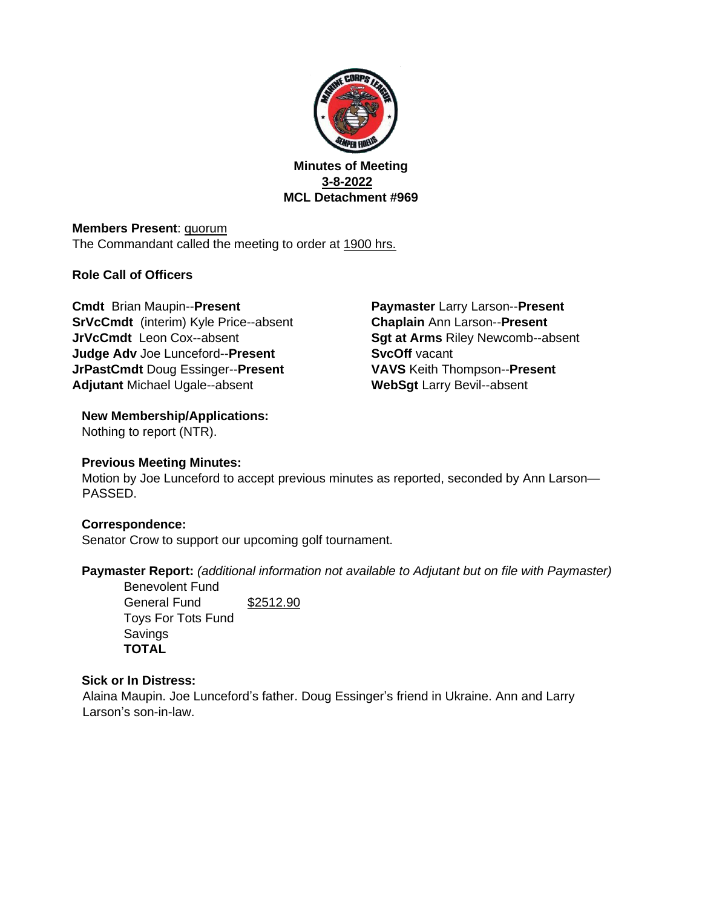**Minutes of Meeting**
**3-8-2022**
**MCL Detachment #969**

**Members Present**: quorum
The Commandant called the meeting to order at 1900 hrs.

**Role Call of Officers**

**Cmdt** Brian Maupin--**Present**
**SrVcCmdt** (interim) Kyle Price--absent
**JrVcCmdt** Leon Cox--absent
**Judge Adv** Joe Lunceford--**Present**
**JrPastCmdt** Doug Essinger--**Present**
**Adjutant** Michael Ugale--absent
**Paymaster** Larry Larson--**Present**
**Chaplain** Ann Larson--**Present**
**Sgt at Arms** Riley Newcomb--absent
**SvcOff** vacant
**VAVS** Keith Thompson--**Present**
**WebSgt** Larry Bevil--absent

**New Membership/Applications:**
Nothing to report (NTR).

**Previous Meeting Minutes:**
Motion by Joe Lunceford to accept previous minutes as reported, seconded by Ann Larson—PASSED.

**Correspondence:**
Senator Crow to support our upcoming golf tournament.

**Paymaster Report:** *(additional information not available to Adjutant but on file with Paymaster)*

| | |
|---|---|
| Benevolent Fund | |
| General Fund | $2512.90 |
| Toys For Tots Fund | |
| Savings | |
| **TOTAL** | |

**Sick or In Distress:**
Alaina Maupin. Joe Lunceford's father. Doug Essinger's friend in Ukraine. Ann and Larry Larson's son-in-law.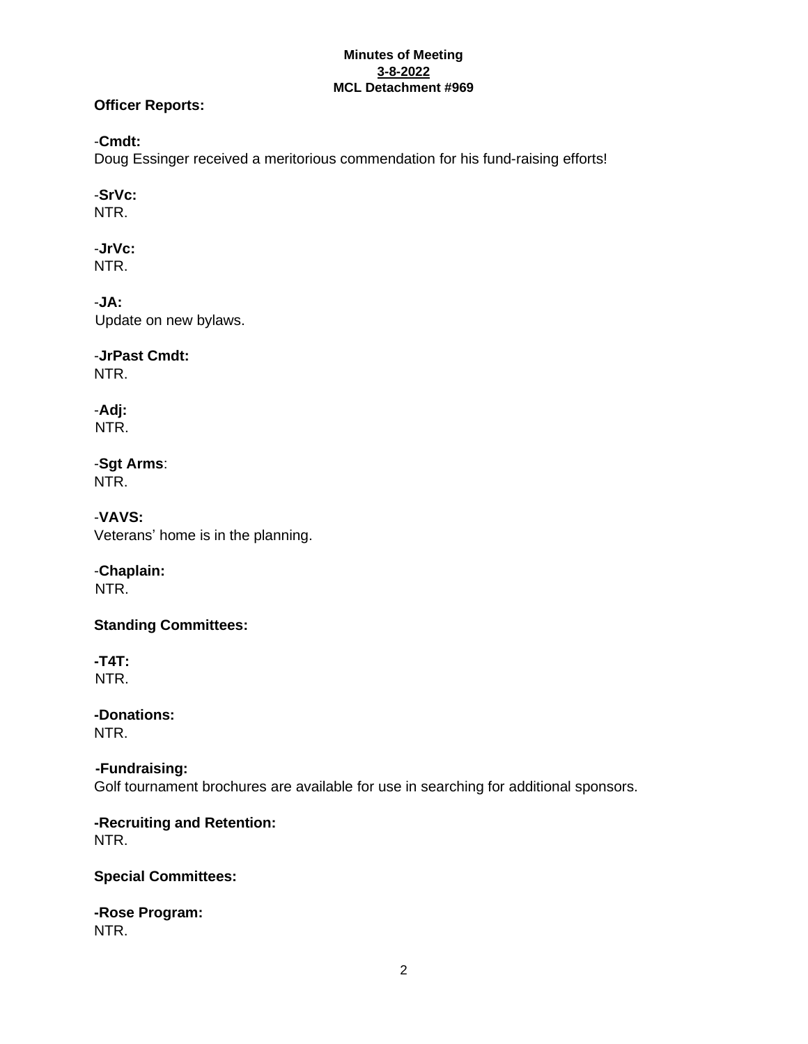**Minutes of Meeting**
**3-8-2022**
**MCL Detachment #969**

**Officer Reports:**

-**Cmdt:**
Doug Essinger received a meritorious commendation for his fund-raising efforts!

-**SrVc:**
NTR.

-**JrVc:**
NTR.

-**JA:**
Update on new bylaws.

-**JrPast Cmdt:**
NTR.

-**Adj:**
NTR.

-**Sgt Arms**:
NTR.

-**VAVS:**
Veterans' home is in the planning.

-**Chaplain:**
NTR.

**Standing Committees:**

**-T4T:**
NTR.

**-Donations:**
NTR.

**-Fundraising:**
Golf tournament brochures are available for use in searching for additional sponsors.

**-Recruiting and Retention:**
NTR.

**Special Committees:**

**-Rose Program:**
NTR.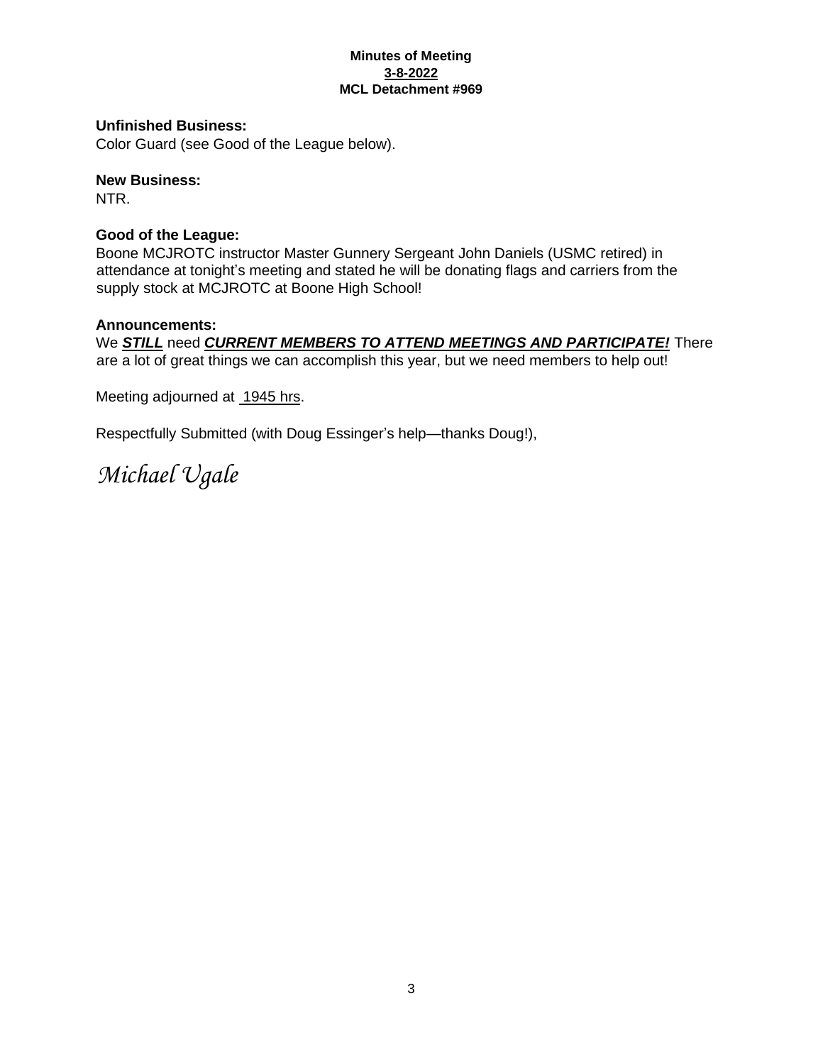**Minutes of Meeting**
**3-8-2022**
**MCL Detachment #969**

**Unfinished Business:**
Color Guard (see Good of the League below).

**New Business:**
NTR.

**Good of the League:**
Boone MCJROTC instructor Master Gunnery Sergeant John Daniels (USMC retired) in attendance at tonight's meeting and stated he will be donating flags and carriers from the supply stock at MCJROTC at Boone High School!

**Announcements:**
We ***STILL*** need ***CURRENT MEMBERS TO ATTEND MEETINGS AND PARTICIPATE!*** There are a lot of great things we can accomplish this year, but we need members to help out!

Meeting adjourned at 1945 hrs.

Respectfully Submitted (with Doug Essinger's help—thanks Doug!),

*Michael Ugale*